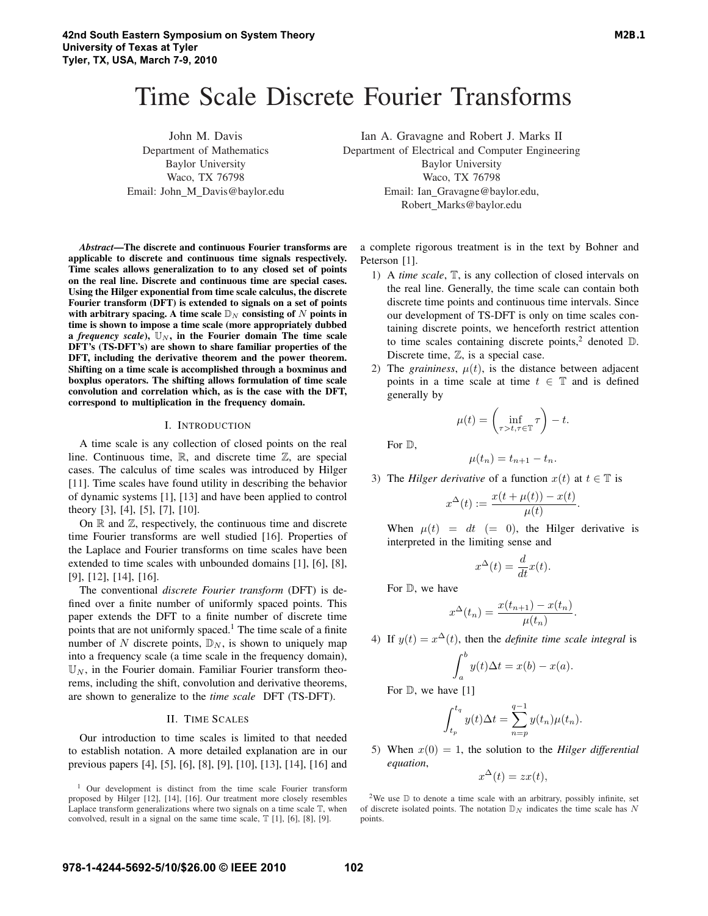# Time Scale Discrete Fourier Transforms

John M. Davis
Department of Mathematics
Baylor University
Waco, TX 76798
Email: John_M_Davis@baylor.edu

Ian A. Gravagne and Robert J. Marks II
Department of Electrical and Computer Engineering
Baylor University
Waco, TX 76798
Email: Ian_Gravagne@baylor.edu,
Robert_Marks@baylor.edu

***Abstract*—The discrete and continuous Fourier transforms are applicable to discrete and continuous time signals respectively. Time scales allows generalization to to any closed set of points on the real line. Discrete and continuous time are special cases. Using the Hilger exponential from time scale calculus, the discrete Fourier transform (DFT) is extended to signals on a set of points with arbitrary spacing. A time scale $\mathbb{D}_N$ consisting of $N$ points in time is shown to impose a time scale (more appropriately dubbed a *frequency scale*), $\mathbb{U}_N$, in the Fourier domain The time scale DFT's (TS-DFT's) are shown to share familiar properties of the DFT, including the derivative theorem and the power theorem. Shifting on a time scale is accomplished through a boxminus and boxplus operators. The shifting allows formulation of time scale convolution and correlation which, as is the case with the DFT, correspond to multiplication in the frequency domain.**

## I. Introduction

A time scale is any collection of closed points on the real line. Continuous time, $\mathbb{R}$, and discrete time $\mathbb{Z}$, are special cases. The calculus of time scales was introduced by Hilger [11]. Time scales have found utility in describing the behavior of dynamic systems [1], [13] and have been applied to control theory [3], [4], [5], [7], [10].

On $\mathbb{R}$ and $\mathbb{Z}$, respectively, the continuous time and discrete time Fourier transforms are well studied [16]. Properties of the Laplace and Fourier transforms on time scales have been extended to time scales with unbounded domains [1], [6], [8], [9], [12], [14], [16].

The conventional *discrete Fourier transform* (DFT) is defined over a finite number of uniformly spaced points. This paper extends the DFT to a finite number of discrete time points that are not uniformly spaced.[1] The time scale of a finite number of $N$ discrete points, $\mathbb{D}_N$, is shown to uniquely map into a frequency scale (a time scale in the frequency domain), $\mathbb{U}_N$, in the Fourier domain. Familiar Fourier transform theorems, including the shift, convolution and derivative theorems, are shown to generalize to the *time scale* DFT (TS-DFT).

## II. Time Scales

Our introduction to time scales is limited to that needed to establish notation. A more detailed explanation are in our previous papers [4], [5], [6], [8], [9], [10], [13], [14], [16] and a complete rigorous treatment is in the text by Bohner and Peterson [1].

1) A *time scale*, $\mathbb{T}$, is any collection of closed intervals on the real line. Generally, the time scale can contain both discrete time points and continuous time intervals. Since our development of TS-DFT is only on time scales containing discrete points, we henceforth restrict attention to time scales containing discrete points,[2] denoted $\mathbb{D}$. Discrete time, $\mathbb{Z}$, is a special case.

2) The *graininess*, $\mu(t)$, is the distance between adjacent points in a time scale at time $t \in \mathbb{T}$ and is defined generally by

$$\mu(t) = \left( \inf_{\tau > t, \tau \in \mathbb{T}} \tau \right) - t.$$

For $\mathbb{D}$,

$$\mu(t_n) = t_{n+1} - t_n.$$

3) The *Hilger derivative* of a function $x(t)$ at $t \in \mathbb{T}$ is

$$x^{\Delta}(t) := \frac{x(t + \mu(t)) - x(t)}{\mu(t)}.$$

When $\mu(t) = dt \ (= 0)$, the Hilger derivative is interpreted in the limiting sense and

$$x^{\Delta}(t) = \frac{d}{dt} x(t).$$

For $\mathbb{D}$, we have

$$x^{\Delta}(t_n) = \frac{x(t_{n+1}) - x(t_n)}{\mu(t_n)}.$$

4) If $y(t) = x^{\Delta}(t)$, then the *definite time scale integral* is

$$\int_a^b y(t) \Delta t = x(b) - x(a).$$

For $\mathbb{D}$, we have [1]

$$\int_{t_p}^{t_q} y(t) \Delta t = \sum_{n=p}^{q-1} y(t_n) \mu(t_n).$$

5) When $x(0) = 1$, the solution to the *Hilger differential equation*,

$$x^{\Delta}(t) = z x(t),$$

[1] Our development is distinct from the time scale Fourier transform proposed by Hilger [12], [14], [16]. Our treatment more closely resembles Laplace transform generalizations where two signals on a time scale $\mathbb{T}$, when convolved, result in a signal on the same time scale, $\mathbb{T}$ [1], [6], [8], [9].

[2] We use $\mathbb{D}$ to denote a time scale with an arbitrary, possibly infinite, set of discrete isolated points. The notation $\mathbb{D}_N$ indicates the time scale has $N$ points.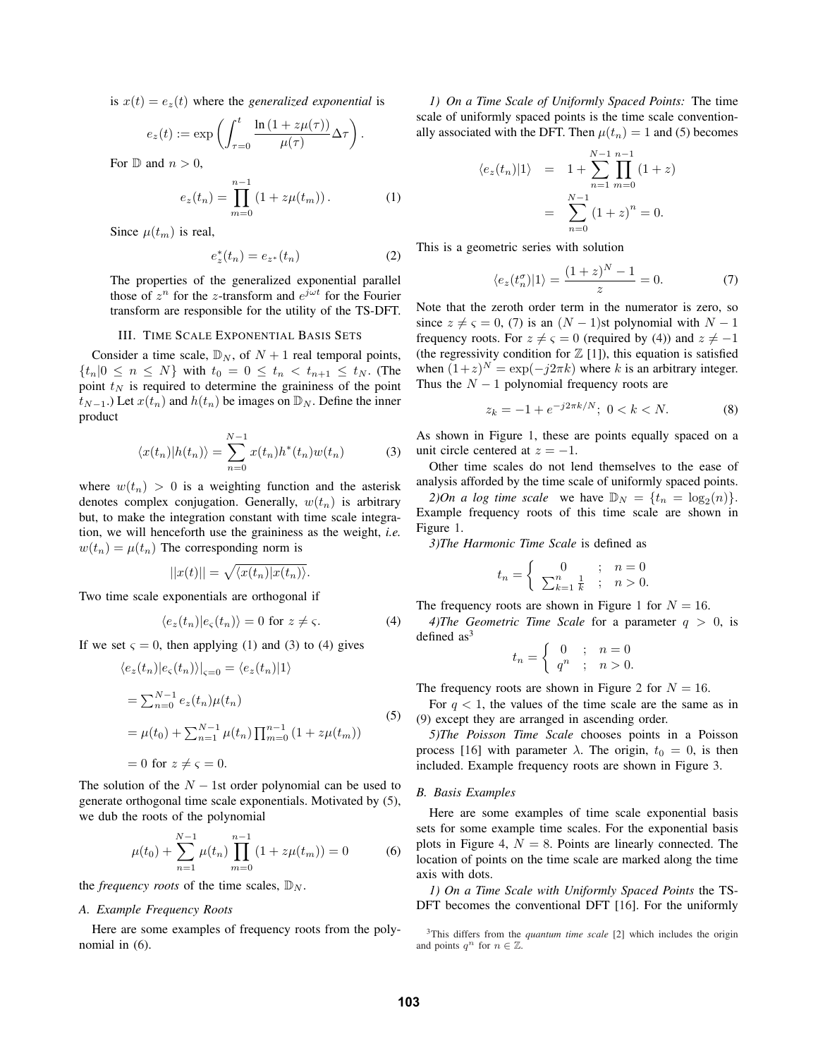is $x(t) = e_z(t)$ where the *generalized exponential* is

$$e_z(t) := \exp\left(\int_{\tau=0}^{t} \frac{\ln(1+z\mu(\tau))}{\mu(\tau)} \Delta\tau\right).$$

For $\mathbb{D}$ and $n > 0$,

$$e_z(t_n) = \prod_{m=0}^{n-1} (1 + z\mu(t_m)). \tag{1}$$

Since $\mu(t_m)$ is real,

$$e_z^*(t_n) = e_{z^*}(t_n) \tag{2}$$

The properties of the generalized exponential parallel those of $z^n$ for the $z$-transform and $e^{j\omega t}$ for the Fourier transform are responsible for the utility of the TS-DFT.

## III. Time Scale Exponential Basis Sets

Consider a time scale, $\mathbb{D}_N$, of $N+1$ real temporal points, $\{t_n | 0 \le n \le N\}$ with $t_0 = 0 \le t_n < t_{n+1} \le t_N$. (The point $t_N$ is required to determine the graininess of the point $t_{N-1}$.) Let $x(t_n)$ and $h(t_n)$ be images on $\mathbb{D}_N$. Define the inner product

$$\langle x(t_n)|h(t_n)\rangle = \sum_{n=0}^{N-1} x(t_n)h^*(t_n)w(t_n) \tag{3}$$

where $w(t_n) > 0$ is a weighting function and the asterisk denotes complex conjugation. Generally, $w(t_n)$ is arbitrary but, to make the integration constant with time scale integration, we will henceforth use the graininess as the weight, *i.e.* $w(t_n) = \mu(t_n)$ The corresponding norm is

$$||x(t)|| = \sqrt{\langle x(t_n)|x(t_n)\rangle}.$$

Two time scale exponentials are orthogonal if

$$\langle e_z(t_n)|e_\varsigma(t_n)\rangle = 0 \text{ for } z \ne \varsigma. \tag{4}$$

If we set $\varsigma = 0$, then applying (1) and (3) to (4) gives

$$\begin{aligned}
&\langle e_z(t_n)|e_\varsigma(t_n)\rangle|_{\varsigma=0} = \langle e_z(t_n)|1\rangle \\
&= \textstyle\sum_{n=0}^{N-1} e_z(t_n)\mu(t_n) \\
&= \mu(t_0) + \textstyle\sum_{n=1}^{N-1} \mu(t_n) \prod_{m=0}^{n-1} (1 + z\mu(t_m)) \\
&= 0 \text{ for } z \ne \varsigma = 0.
\end{aligned} \tag{5}$$

The solution of the $N-1$st order polynomial can be used to generate orthogonal time scale exponentials. Motivated by (5), we dub the roots of the polynomial

$$\mu(t_0) + \sum_{n=1}^{N-1} \mu(t_n) \prod_{m=0}^{n-1} (1 + z\mu(t_m)) = 0 \tag{6}$$

the *frequency roots* of the time scales, $\mathbb{D}_N$.

### A. Example Frequency Roots

Here are some examples of frequency roots from the polynomial in (6).

*1) On a Time Scale of Uniformly Spaced Points:* The time scale of uniformly spaced points is the time scale conventionally associated with the DFT. Then $\mu(t_n) = 1$ and (5) becomes

$$\begin{aligned}
\langle e_z(t_n)|1\rangle &= 1 + \sum_{n=1}^{N-1} \prod_{m=0}^{n-1} (1+z) \\
&= \sum_{n=0}^{N-1} (1+z)^n = 0.
\end{aligned}$$

This is a geometric series with solution

$$\langle e_z(t_n^\sigma)|1\rangle = \frac{(1+z)^N - 1}{z} = 0. \tag{7}$$

Note that the zeroth order term in the numerator is zero, so since $z \ne \varsigma = 0$, (7) is an $(N-1)$st polynomial with $N-1$ frequency roots. For $z \ne \varsigma = 0$ (required by (4)) and $z \ne -1$ (the regressivity condition for $\mathbb{Z}$ [1]), this equation is satisfied when $(1+z)^N = \exp(-j2\pi k)$ where $k$ is an arbitrary integer. Thus the $N-1$ polynomial frequency roots are

$$z_k = -1 + e^{-j2\pi k/N};\ 0 < k < N. \tag{8}$$

As shown in Figure 1, these are points equally spaced on a unit circle centered at $z = -1$.

Other time scales do not lend themselves to the ease of analysis afforded by the time scale of uniformly spaced points.

*2)On a log time scale* we have $\mathbb{D}_N = \{t_n = \log_2(n)\}$. Example frequency roots of this time scale are shown in Figure 1.

*3)The Harmonic Time Scale* is defined as

$$t_n = \begin{cases} 0 & ; \quad n = 0 \\ \sum_{k=1}^{n} \frac{1}{k} & ; \quad n > 0. \end{cases}$$

The frequency roots are shown in Figure 1 for $N = 16$.

*4)The Geometric Time Scale* for a parameter $q > 0$, is defined as[3]

$$t_n = \begin{cases} 0 & ; \quad n = 0 \\ q^n & ; \quad n > 0. \end{cases}$$

The frequency roots are shown in Figure 2 for $N = 16$.

For $q < 1$, the values of the time scale are the same as in (9) except they are arranged in ascending order.

*5)The Poisson Time Scale* chooses points in a Poisson process [16] with parameter $\lambda$. The origin, $t_0 = 0$, is then included. Example frequency roots are shown in Figure 3.

### B. Basis Examples

Here are some examples of time scale exponential basis sets for some example time scales. For the exponential basis plots in Figure 4, $N = 8$. Points are linearly connected. The location of points on the time scale are marked along the time axis with dots.

*1) On a Time Scale with Uniformly Spaced Points* the TS-DFT becomes the conventional DFT [16]. For the uniformly

[3]This differs from the *quantum time scale* [2] which includes the origin and points $q^n$ for $n \in \mathbb{Z}$.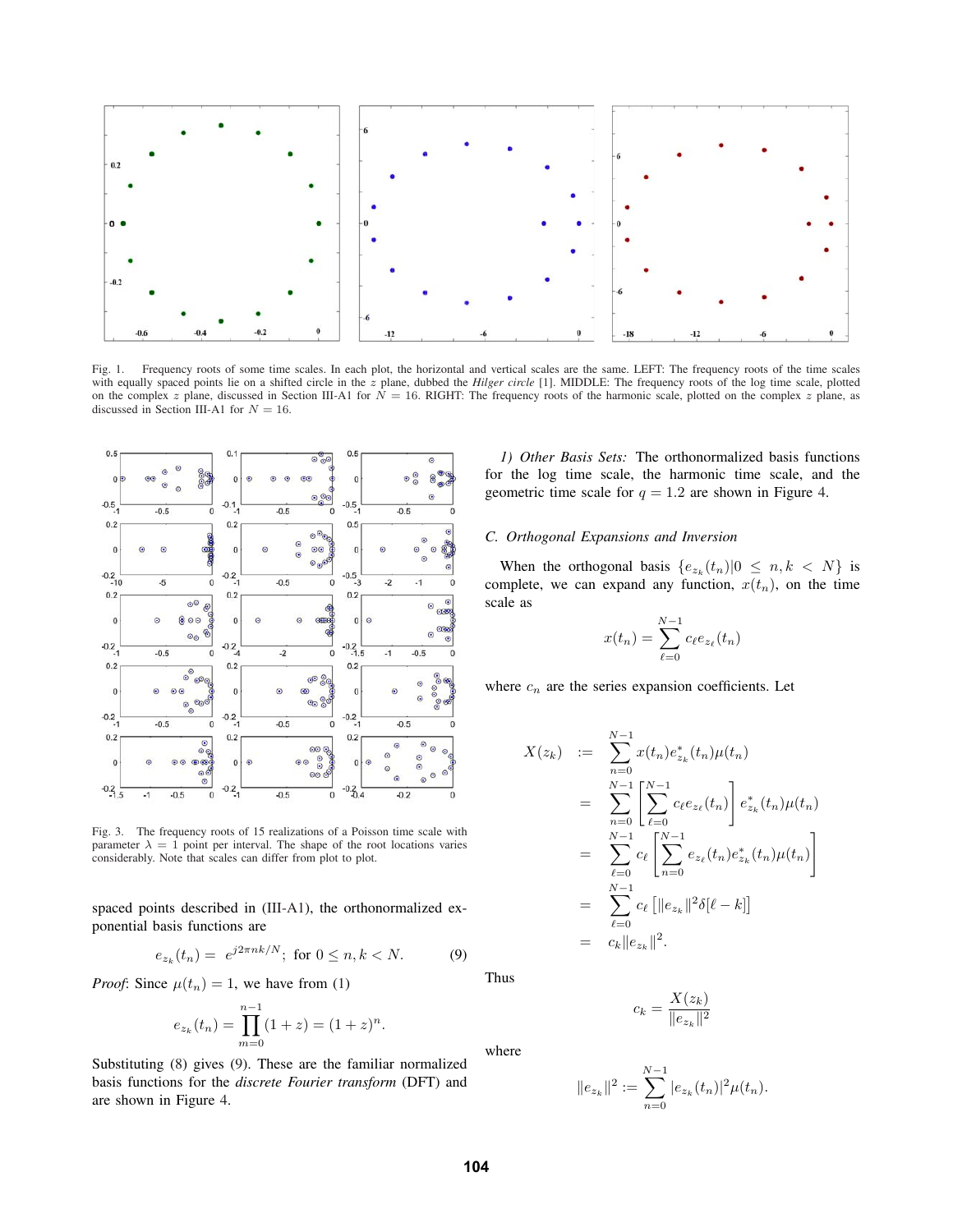Fig. 1. Frequency roots of some time scales. In each plot, the horizontal and vertical scales are the same. LEFT: The frequency roots of the time scales with equally spaced points lie on a shifted circle in the $z$ plane, dubbed the *Hilger circle* [1]. MIDDLE: The frequency roots of the log time scale, plotted on the complex $z$ plane, discussed in Section III-A1 for $N = 16$. RIGHT: The frequency roots of the harmonic scale, plotted on the complex $z$ plane, as discussed in Section III-A1 for $N = 16$.

Fig. 3. The frequency roots of 15 realizations of a Poisson time scale with parameter $\lambda = 1$ point per interval. The shape of the root locations varies considerably. Note that scales can differ from plot to plot.

spaced points described in (III-A1), the orthonormalized exponential basis functions are

$$e_{z_k}(t_n) = \ e^{j2\pi nk/N}; \text{ for } 0 \leq n, k < N. \tag{9}$$

*Proof*: Since $\mu(t_n) = 1$, we have from (1)

$$e_{z_k}(t_n) = \prod_{m=0}^{n-1}(1+z) = (1+z)^n.$$

Substituting (8) gives (9). These are the familiar normalized basis functions for the *discrete Fourier transform* (DFT) and are shown in Figure 4.

*1) Other Basis Sets:* The orthonormalized basis functions for the log time scale, the harmonic time scale, and the geometric time scale for $q = 1.2$ are shown in Figure 4.

### C. Orthogonal Expansions and Inversion

When the orthogonal basis $\{e_{z_k}(t_n)|0 \leq n, k < N\}$ is complete, we can expand any function, $x(t_n)$, on the time scale as

$$x(t_n) = \sum_{\ell=0}^{N-1} c_\ell e_{z_\ell}(t_n)$$

where $c_n$ are the series expansion coefficients. Let

$$\begin{aligned}
X(z_k) &:= \sum_{n=0}^{N-1} x(t_n) e^*_{z_k}(t_n)\mu(t_n) \\
&= \sum_{n=0}^{N-1}\left[\sum_{\ell=0}^{N-1} c_\ell e_{z_\ell}(t_n)\right] e^*_{z_k}(t_n)\mu(t_n) \\
&= \sum_{\ell=0}^{N-1} c_\ell \left[\sum_{n=0}^{N-1} e_{z_\ell}(t_n) e^*_{z_k}(t_n)\mu(t_n)\right] \\
&= \sum_{\ell=0}^{N-1} c_\ell \left[\|e_{z_k}\|^2 \delta[\ell - k]\right] \\
&= c_k \|e_{z_k}\|^2.
\end{aligned}$$

Thus

$$c_k = \frac{X(z_k)}{\|e_{z_k}\|^2}$$

where

$$\|e_{z_k}\|^2 := \sum_{n=0}^{N-1} |e_{z_k}(t_n)|^2 \mu(t_n).$$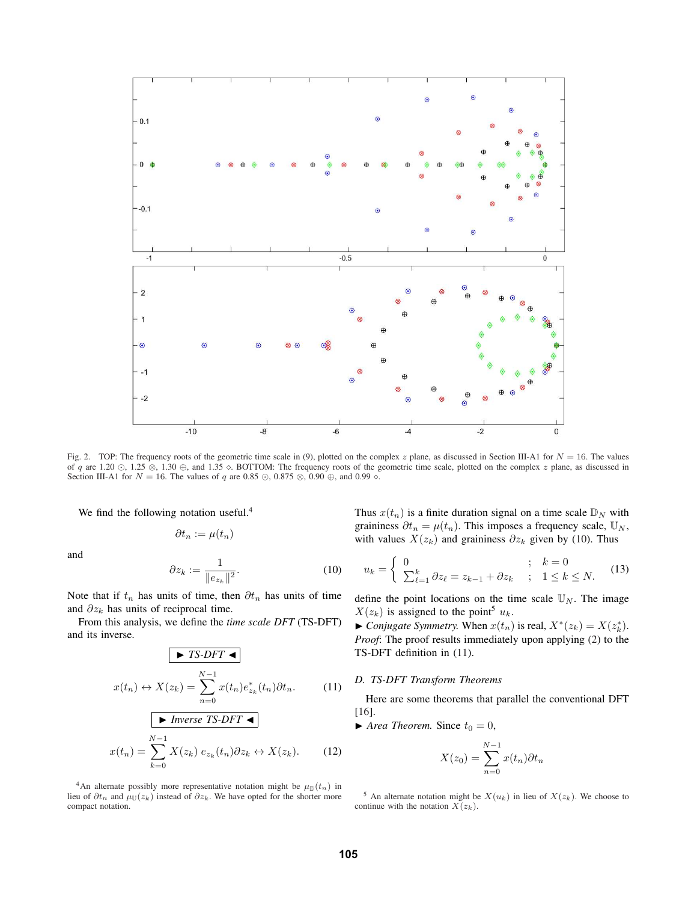Fig. 2. TOP: The frequency roots of the geometric time scale in (9), plotted on the complex $z$ plane, as discussed in Section III-A1 for $N = 16$. The values of $q$ are 1.20 ⊙, 1.25 ⊗, 1.30 ⊕, and 1.35 ⋄. BOTTOM: The frequency roots of the geometric time scale, plotted on the complex $z$ plane, as discussed in Section III-A1 for $N = 16$. The values of $q$ are 0.85 ⊙, 0.875 ⊗, 0.90 ⊕, and 0.99 ⋄.

We find the following notation useful.[4]

$$\partial t_n := \mu(t_n)$$

and

$$\partial z_k := \frac{1}{\|e_{z_k}\|^2}. \tag{10}$$

Note that if $t_n$ has units of time, then $\partial t_n$ has units of time and $\partial z_k$ has units of reciprocal time.

From this analysis, we define the *time scale DFT* (TS-DFT) and its inverse.

► *TS-DFT* ◄

$$x(t_n) \leftrightarrow X(z_k) = \sum_{n=0}^{N-1} x(t_n) e^*_{z_k}(t_n) \partial t_n. \tag{11}$$

► *Inverse TS-DFT* ◄

$$x(t_n) = \sum_{k=0}^{N-1} X(z_k)\, e_{z_k}(t_n) \partial z_k \leftrightarrow X(z_k). \tag{12}$$

Thus $x(t_n)$ is a finite duration signal on a time scale $\mathbb{D}_N$ with graininess $\partial t_n = \mu(t_n)$. This imposes a frequency scale, $\mathbb{U}_N$, with values $X(z_k)$ and graininess $\partial z_k$ given by (10). Thus

$$u_k = \begin{cases} 0 & ; \quad k = 0 \\ \sum_{\ell=1}^{k} \partial z_\ell = z_{k-1} + \partial z_k & ; \quad 1 \leq k \leq N. \end{cases} \tag{13}$$

define the point locations on the time scale $\mathbb{U}_N$. The image $X(z_k)$ is assigned to the point[5] $u_k$.

► *Conjugate Symmetry.* When $x(t_n)$ is real, $X^*(z_k) = X(z_k^*)$.

*Proof*: The proof results immediately upon applying (2) to the TS-DFT definition in (11).

### D. TS-DFT Transform Theorems

Here are some theorems that parallel the conventional DFT [16].

► *Area Theorem.* Since $t_0 = 0$,

$$X(z_0) = \sum_{n=0}^{N-1} x(t_n) \partial t_n$$

[4] An alternate possibly more representative notation might be $\mu_{\mathbb{D}}(t_n)$ in lieu of $\partial t_n$ and $\mu_{\mathbb{U}}(z_k)$ instead of $\partial z_k$. We have opted for the shorter more compact notation.

[5] An alternate notation might be $X(u_k)$ in lieu of $X(z_k)$. We choose to continue with the notation $X(z_k)$.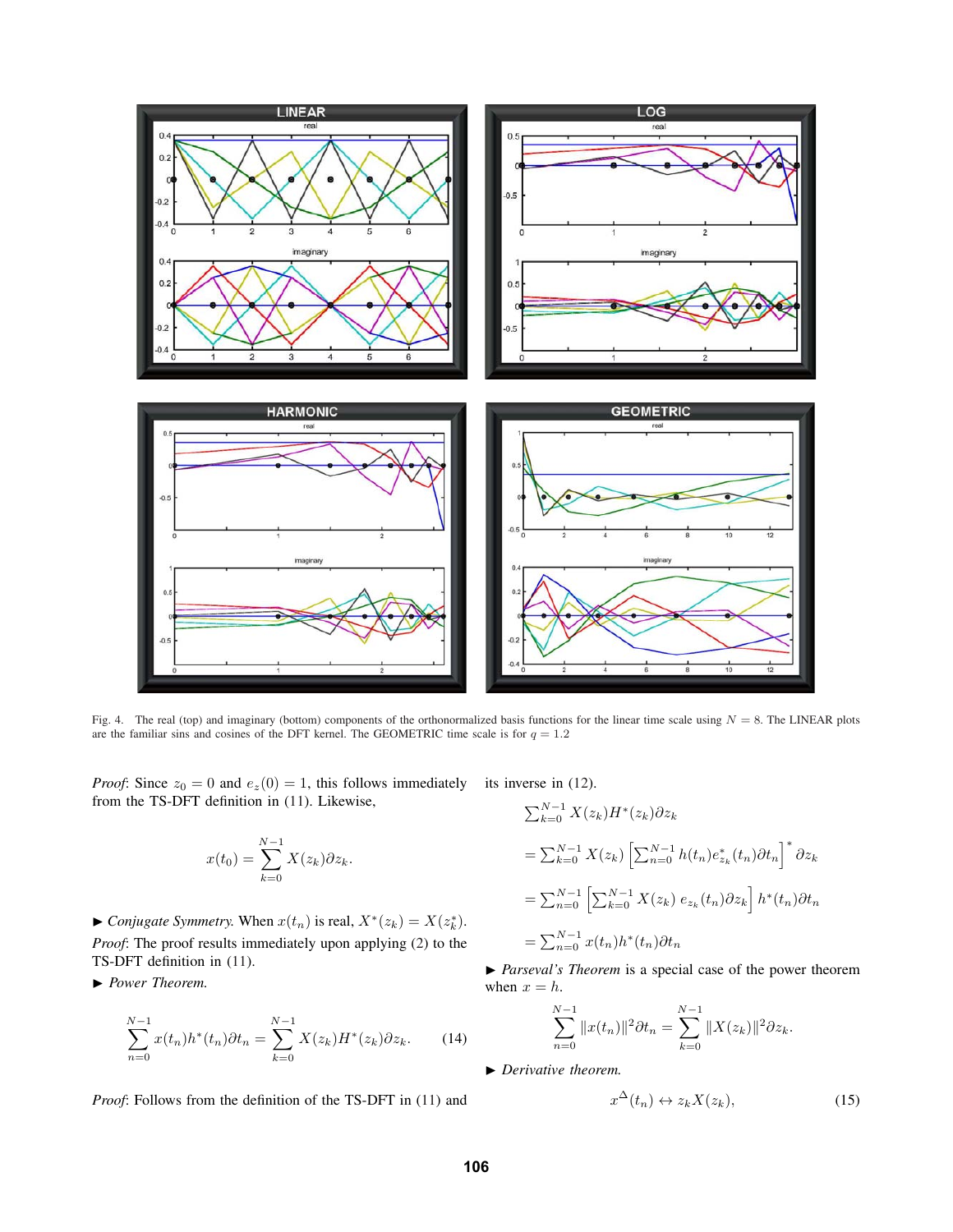Fig. 4. The real (top) and imaginary (bottom) components of the orthonormalized basis functions for the linear time scale using $N = 8$. The LINEAR plots are the familiar sins and cosines of the DFT kernel. The GEOMETRIC time scale is for $q = 1.2$

*Proof*: Since $z_0 = 0$ and $e_z(0) = 1$, this follows immediately from the TS-DFT definition in (11). Likewise,

$$x(t_0) = \sum_{k=0}^{N-1} X(z_k) \partial z_k.$$

► *Conjugate Symmetry.* When $x(t_n)$ is real, $X^*(z_k) = X(z_k^*)$.

*Proof*: The proof results immediately upon applying (2) to the TS-DFT definition in (11).

► *Power Theorem.*

$$\sum_{n=0}^{N-1} x(t_n) h^*(t_n) \partial t_n = \sum_{k=0}^{N-1} X(z_k) H^*(z_k) \partial z_k. \tag{14}$$

*Proof*: Follows from the definition of the TS-DFT in (11) and its inverse in (12).

$$\sum_{k=0}^{N-1} X(z_k) H^*(z_k) \partial z_k$$

$$= \sum_{k=0}^{N-1} X(z_k) \left[ \sum_{n=0}^{N-1} h(t_n) e^*_{z_k}(t_n) \partial t_n \right]^* \partial z_k$$

$$= \sum_{n=0}^{N-1} \left[ \sum_{k=0}^{N-1} X(z_k)\, e_{z_k}(t_n) \partial z_k \right] h^*(t_n) \partial t_n$$

$$= \sum_{n=0}^{N-1} x(t_n) h^*(t_n) \partial t_n$$

► *Parseval's Theorem* is a special case of the power theorem when $x = h$.

$$\sum_{n=0}^{N-1} \|x(t_n)\|^2 \partial t_n = \sum_{k=0}^{N-1} \|X(z_k)\|^2 \partial z_k.$$

► *Derivative theorem.*

$$x^{\Delta}(t_n) \leftrightarrow z_k X(z_k), \tag{15}$$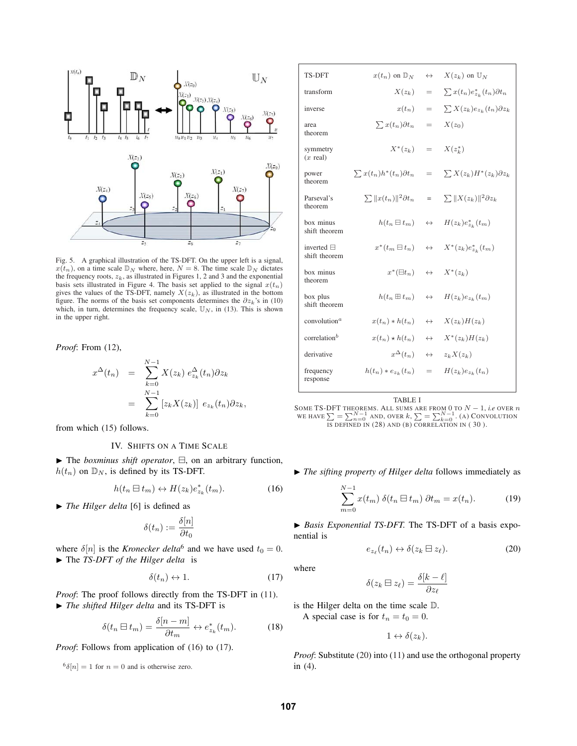Fig. 5. A graphical illustration of the TS-DFT. On the upper left is a signal, $x(t_n)$, on a time scale $\mathbb{D}_N$ where, here, $N = 8$. The time scale $\mathbb{D}_N$ dictates the frequency roots, $z_k$, as illustrated in Figures 1, 2 and 3 and the exponential basis sets illustrated in Figure 4. The basis set applied to the signal $x(t_n)$ gives the values of the TS-DFT, namely $X(z_k)$, as illustrated in the bottom figure. The norms of the basis set components determines the $\partial z_k$'s in (10) which, in turn, determines the frequency scale, $\mathbb{U}_N$, in (13). This is shown in the upper right.

*Proof*: From (12),

$$\begin{aligned} x^{\Delta}(t_n) &= \sum_{k=0}^{N-1} X(z_k)\; e_{z_k}^{\Delta}(t_n)\partial z_k \\ &= \sum_{k=0}^{N-1} [z_k X(z_k)]\; e_{z_k}(t_n)\partial z_k, \end{aligned}$$

from which (15) follows.

## IV. Shifts on a Time Scale

► The *boxminus shift operator*, $\boxminus$, on an arbitrary function, $h(t_n)$ on $\mathbb{D}_N$, is defined by its TS-DFT.

$$h(t_n \boxminus t_m) \leftrightarrow H(z_k)e^{*}_{z_k}(t_m). \tag{16}$$

► *The Hilger delta* [6] is defined as

$$\delta(t_n) := \frac{\delta[n]}{\partial t_0}$$

where $\delta[n]$ is the *Kronecker delta*[6] and we have used $t_0 = 0$.
► The *TS-DFT of the Hilger delta* is

$$\delta(t_n) \leftrightarrow 1. \tag{17}$$

*Proof*: The proof follows directly from the TS-DFT in (11).
► *The shifted Hilger delta* and its TS-DFT is

$$\delta(t_n \boxminus t_m) = \frac{\delta[n-m]}{\partial t_m} \leftrightarrow e^{*}_{z_k}(t_m). \tag{18}$$

*Proof*: Follows from application of (16) to (17).

[6] $\delta[n] = 1$ for $n = 0$ and is otherwise zero.

| TS-DFT | $x(t_n)$ on $\mathbb{D}_N$ | $\leftrightarrow$ | $X(z_k)$ on $\mathbb{U}_N$ |
|---|---|---|---|
| transform | $X(z_k)$ | $=$ | $\sum x(t_n)e^{*}_{z_k}(t_n)\partial t_n$ |
| inverse | $x(t_n)$ | $=$ | $\sum X(z_k)e_{z_k}(t_n)\partial z_k$ |
| area theorem | $\sum x(t_n)\partial t_n$ | $=$ | $X(z_0)$ |
| symmetry ($x$ real) | $X^{*}(z_k)$ | $=$ | $X(z_k^{*})$ |
| power theorem | $\sum x(t_n)h^{*}(t_n)\partial t_n$ | $=$ | $\sum X(z_k)H^{*}(z_k)\partial z_k$ |
| Parseval's theorem | $\sum \lVert x(t_n)\rVert^2 \partial t_n$ | $=$ | $\sum \lVert X(z_k)\rVert^2 \partial z_k$ |
| box minus shift theorem | $h(t_n \boxminus t_m)$ | $\leftrightarrow$ | $H(z_k)e^{*}_{z_k}(t_m)$ |
| inverted $\boxminus$ shift theorem | $x^{*}(t_m \boxminus t_n)$ | $\leftrightarrow$ | $X^{*}(z_k)e^{*}_{z_k}(t_m)$ |
| box minus theorem | $x^{*}(\boxminus t_n)$ | $\leftrightarrow$ | $X^{*}(z_k)$ |
| box plus shift theorem | $h(t_n \boxplus t_m)$ | $\leftrightarrow$ | $H(z_k)e_{z_k}(t_m)$ |
| convolution[a] | $x(t_n) * h(t_n)$ | $\leftrightarrow$ | $X(z_k)H(z_k)$ |
| correlation[b] | $x(t_n) \star h(t_n)$ | $\leftrightarrow$ | $X^{*}(z_k)H(z_k)$ |
| derivative | $x^{\Delta}(t_n)$ | $\leftrightarrow$ | $z_k X(z_k)$ |
| frequency response | $h(t_n) * e_{z_k}(t_n)$ | $=$ | $H(z_k)e_{z_k}(t_n)$ |

TABLE I
Some TS-DFT theorems. All sums are from 0 to $N-1$, *i.e* over $n$ we have $\sum = \sum_{n=0}^{N-1}$ and, over $k$, $\sum = \sum_{k=0}^{N-1}$. (a) Convolution is defined in (28) and (b) correlation in (30).

► *The sifting property of Hilger delta* follows immediately as

$$\sum_{m=0}^{N-1} x(t_m)\;\delta(t_n \boxminus t_m)\;\partial t_m = x(t_n). \tag{19}$$

► *Basis Exponential TS-DFT.* The TS-DFT of a basis exponential is

$$e_{z_\ell}(t_n) \leftrightarrow \delta(z_k \boxminus z_\ell). \tag{20}$$

where

$$\delta(z_k \boxminus z_\ell) = \frac{\delta[k-\ell]}{\partial z_\ell}$$

is the Hilger delta on the time scale $\mathbb{D}$.

A special case is for $t_n = t_0 = 0$.

$$1 \leftrightarrow \delta(z_k).$$

*Proof*: Substitute (20) into (11) and use the orthogonal property in (4).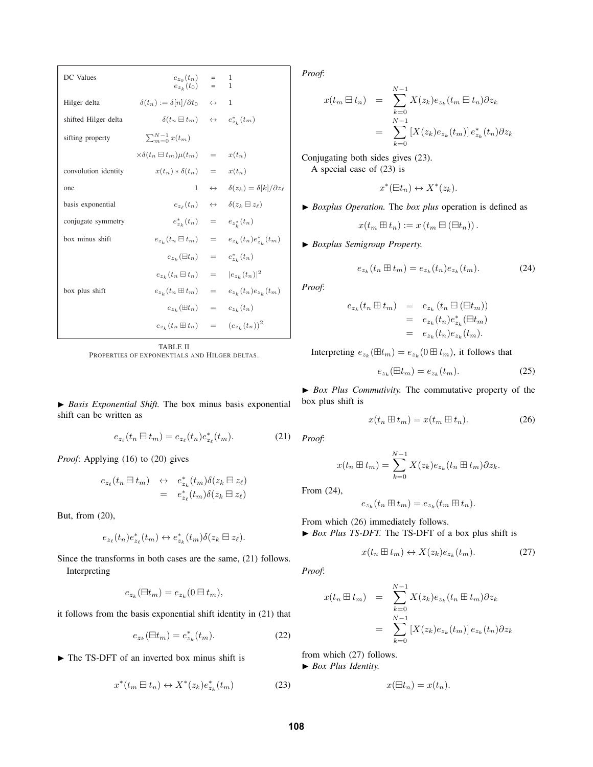| DC Values | $e_{z_0}(t_n)$ | = | 1 |
|---|---|---|---|
| | $e_{z_k}(t_0)$ | = | 1 |
| Hilger delta | $\delta(t_n) := \delta[n]/\partial t_0$ | $\leftrightarrow$ | 1 |
| shifted Hilger delta | $\delta(t_n \boxminus t_m)$ | $\leftrightarrow$ | $e^*_{z_k}(t_m)$ |
| sifting property | $\sum_{m=0}^{N-1} x(t_m)$ | | |
| | $\times \delta(t_n \boxminus t_m)\mu(t_m)$ | = | $x(t_n)$ |
| convolution identity | $x(t_n) * \delta(t_n)$ | = | $x(t_n)$ |
| one | 1 | $\leftrightarrow$ | $\delta(z_k) = \delta[k]/\partial z_\ell$ |
| basis exponential | $e_{z_\ell}(t_n)$ | $\leftrightarrow$ | $\delta(z_k \boxminus z_\ell)$ |
| conjugate symmetry | $e^*_{z_k}(t_n)$ | = | $e_{z_k^*}(t_n)$ |
| box minus shift | $e_{z_k}(t_n \boxminus t_m)$ | = | $e_{z_k}(t_n)e^*_{z_k}(t_m)$ |
| | $e_{z_k}(\boxminus t_n)$ | = | $e^*_{z_k}(t_n)$ |
| | $e_{z_k}(t_n \boxminus t_n)$ | = | $\lvert e_{z_k}(t_n)\rvert^2$ |
| box plus shift | $e_{z_k}(t_n \boxplus t_m)$ | = | $e_{z_k}(t_n)e_{z_k}(t_m)$ |
| | $e_{z_k}(\boxplus t_n)$ | = | $e_{z_k}(t_n)$ |
| | $e_{z_k}(t_n \boxplus t_n)$ | = | $(e_{z_k}(t_n))^2$ |

TABLE II
PROPERTIES OF EXPONENTIALS AND HILGER DELTAS.

► *Basis Exponential Shift.* The box minus basis exponential shift can be written as

$$e_{z_\ell}(t_n \boxminus t_m) = e_{z_\ell}(t_n)e^*_{z_\ell}(t_m). \tag{21}$$

*Proof*: Applying (16) to (20) gives

$$\begin{aligned} e_{z_\ell}(t_n \boxminus t_m) &\leftrightarrow e^*_{z_k}(t_m)\delta(z_k \boxminus z_\ell) \\ &= e^*_{z_\ell}(t_m)\delta(z_k \boxminus z_\ell) \end{aligned}$$

But, from (20),

$$e_{z_\ell}(t_n)e^*_{z_\ell}(t_m) \leftrightarrow e^*_{z_k}(t_m)\delta(z_k \boxminus z_\ell).$$

Since the transforms in both cases are the same, (21) follows.
Interpreting

$$e_{z_k}(\boxminus t_m) = e_{z_k}(0 \boxminus t_m),$$

it follows from the basis exponential shift identity in (21) that

$$e_{z_k}(\boxminus t_m) = e^*_{z_k}(t_m). \tag{22}$$

► The TS-DFT of an inverted box minus shift is

$$x^*(t_m \boxminus t_n) \leftrightarrow X^*(z_k)e^*_{z_k}(t_m) \tag{23}$$

*Proof*:

$$\begin{aligned} x(t_m \boxminus t_n) &= \sum_{k=0}^{N-1} X(z_k)e_{z_k}(t_m \boxminus t_n)\partial z_k \\ &= \sum_{k=0}^{N-1} [X(z_k)e_{z_k}(t_m)]\, e^*_{z_k}(t_n)\partial z_k \end{aligned}$$

Conjugating both sides gives (23).
A special case of (23) is

$$x^*(\boxminus t_n) \leftrightarrow X^*(z_k).$$

► *Boxplus Operation.* The *box plus* operation is defined as

$$x(t_m \boxplus t_n) := x\left(t_m \boxminus (\boxminus t_n)\right).$$

► *Boxplus Semigroup Property.*

$$e_{z_k}(t_n \boxplus t_m) = e_{z_k}(t_n)e_{z_k}(t_m). \tag{24}$$

*Proof*:

$$\begin{aligned} e_{z_k}(t_n \boxplus t_m) &= e_{z_k}\left(t_n \boxminus (\boxminus t_m)\right) \\ &= e_{z_k}(t_n)e^*_{z_k}(\boxminus t_m) \\ &= e_{z_k}(t_n)e_{z_k}(t_m). \end{aligned}$$

Interpreting $e_{z_k}(\boxplus t_m) = e_{z_k}(0 \boxplus t_m)$, it follows that

$$e_{z_k}(\boxplus t_m) = e_{z_k}(t_m). \tag{25}$$

► *Box Plus Commutivity.* The commutative property of the box plus shift is

$$x(t_n \boxplus t_m) = x(t_m \boxplus t_n). \tag{26}$$

*Proof*:

$$x(t_n \boxplus t_m) = \sum_{k=0}^{N-1} X(z_k)e_{z_k}(t_n \boxplus t_m)\partial z_k.$$

From (24),

$$e_{z_k}(t_n \boxplus t_m) = e_{z_k}(t_m \boxplus t_n).$$

From which (26) immediately follows.
► *Box Plus TS-DFT.* The TS-DFT of a box plus shift is

$$x(t_n \boxplus t_m) \leftrightarrow X(z_k)e_{z_k}(t_m). \tag{27}$$

*Proof*:

$$\begin{aligned} x(t_n \boxplus t_m) &= \sum_{k=0}^{N-1} X(z_k)e_{z_k}(t_n \boxplus t_m)\partial z_k \\ &= \sum_{k=0}^{N-1} [X(z_k)e_{z_k}(t_m)]\, e_{z_k}(t_n)\partial z_k \end{aligned}$$

from which (27) follows.
► *Box Plus Identity.*

$$x(\boxplus t_n) = x(t_n).$$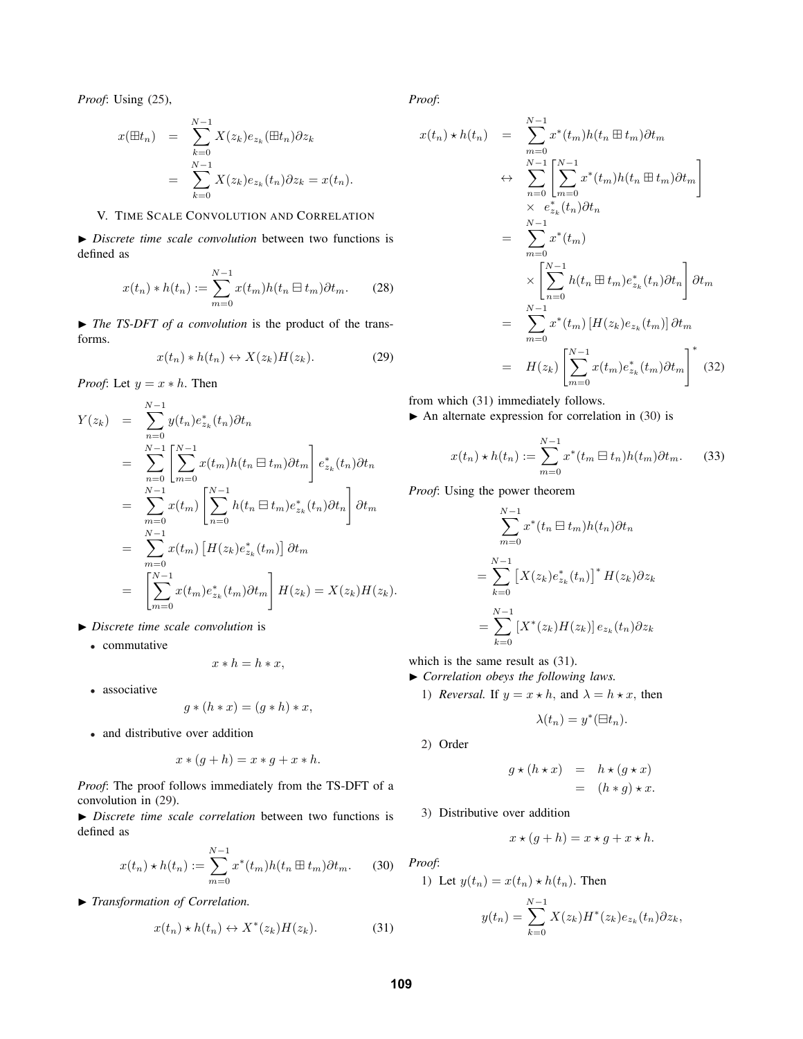*Proof*: Using (25),

$$
\begin{aligned}
x(\boxplus t_n) &= \sum_{k=0}^{N-1} X(z_k) e_{z_k}(\boxplus t_n) \partial z_k \\
&= \sum_{k=0}^{N-1} X(z_k) e_{z_k}(t_n) \partial z_k = x(t_n).
\end{aligned}
$$

## V. Time Scale Convolution and Correlation

► *Discrete time scale convolution* between two functions is defined as

$$
x(t_n) * h(t_n) := \sum_{m=0}^{N-1} x(t_m) h(t_n \boxminus t_m) \partial t_m. \tag{28}
$$

► *The TS-DFT of a convolution* is the product of the transforms.

$$
x(t_n) * h(t_n) \leftrightarrow X(z_k) H(z_k). \tag{29}
$$

*Proof*: Let $y = x * h$. Then

$$
\begin{aligned}
Y(z_k) &= \sum_{n=0}^{N-1} y(t_n) e^*_{z_k}(t_n) \partial t_n \\
&= \sum_{n=0}^{N-1} \left[ \sum_{m=0}^{N-1} x(t_m) h(t_n \boxminus t_m) \partial t_m \right] e^*_{z_k}(t_n) \partial t_n \\
&= \sum_{m=0}^{N-1} x(t_m) \left[ \sum_{n=0}^{N-1} h(t_n \boxminus t_m) e^*_{z_k}(t_n) \partial t_n \right] \partial t_m \\
&= \sum_{m=0}^{N-1} x(t_m) \left[ H(z_k) e^*_{z_k}(t_m) \right] \partial t_m \\
&= \left[ \sum_{m=0}^{N-1} x(t_m) e^*_{z_k}(t_m) \partial t_m \right] H(z_k) = X(z_k) H(z_k).
\end{aligned}
$$

► *Discrete time scale convolution* is

- commutative
$$x * h = h * x,$$
- associative
$$g * (h * x) = (g * h) * x,$$
- and distributive over addition
$$x * (g + h) = x * g + x * h.$$

*Proof*: The proof follows immediately from the TS-DFT of a convolution in (29).

► *Discrete time scale correlation* between two functions is defined as

$$
x(t_n) \star h(t_n) := \sum_{m=0}^{N-1} x^*(t_m) h(t_n \boxplus t_m) \partial t_m. \tag{30}
$$

► *Transformation of Correlation.*

$$
x(t_n) \star h(t_n) \leftrightarrow X^*(z_k) H(z_k). \tag{31}
$$

*Proof*:

$$
\begin{aligned}
x(t_n) \star h(t_n) &= \sum_{m=0}^{N-1} x^*(t_m) h(t_n \boxplus t_m) \partial t_m \\
&\leftrightarrow \sum_{n=0}^{N-1} \left[ \sum_{m=0}^{N-1} x^*(t_m) h(t_n \boxplus t_m) \partial t_m \right] \\
&\quad \times \; e^*_{z_k}(t_n) \partial t_n \\
&= \sum_{m=0}^{N-1} x^*(t_m) \\
&\quad \times \left[ \sum_{n=0}^{N-1} h(t_n \boxplus t_m) e^*_{z_k}(t_n) \partial t_n \right] \partial t_m \\
&= \sum_{m=0}^{N-1} x^*(t_m) \left[ H(z_k) e_{z_k}(t_m) \right] \partial t_m \\
&= H(z_k) \left[ \sum_{m=0}^{N-1} x(t_m) e^*_{z_k}(t_m) \partial t_m \right]^* 
\end{aligned} \tag{32}
$$

from which (31) immediately follows.

► An alternate expression for correlation in (30) is

$$
x(t_n) \star h(t_n) := \sum_{m=0}^{N-1} x^*(t_m \boxminus t_n) h(t_m) \partial t_m. \tag{33}
$$

*Proof*: Using the power theorem

$$
\begin{aligned}
&\sum_{m=0}^{N-1} x^*(t_n \boxminus t_m) h(t_n) \partial t_n \\
&= \sum_{k=0}^{N-1} \left[ X(z_k) e^*_{z_k}(t_n) \right]^* H(z_k) \partial z_k \\
&= \sum_{k=0}^{N-1} \left[ X^*(z_k) H(z_k) \right] e_{z_k}(t_n) \partial z_k
\end{aligned}
$$

which is the same result as (31).

► *Correlation obeys the following laws.*

1) *Reversal.* If $y = x \star h$, and $\lambda = h \star x$, then
$$\lambda(t_n) = y^*(\boxminus t_n).$$

2) Order
$$
\begin{aligned}
g \star (h \star x) &= h \star (g \star x) \\
&= (h * g) \star x.
\end{aligned}
$$

3) Distributive over addition
$$x \star (g + h) = x \star g + x \star h.$$

*Proof*:

1) Let $y(t_n) = x(t_n) \star h(t_n)$. Then
$$
y(t_n) = \sum_{k=0}^{N-1} X(z_k) H^*(z_k) e_{z_k}(t_n) \partial z_k,
$$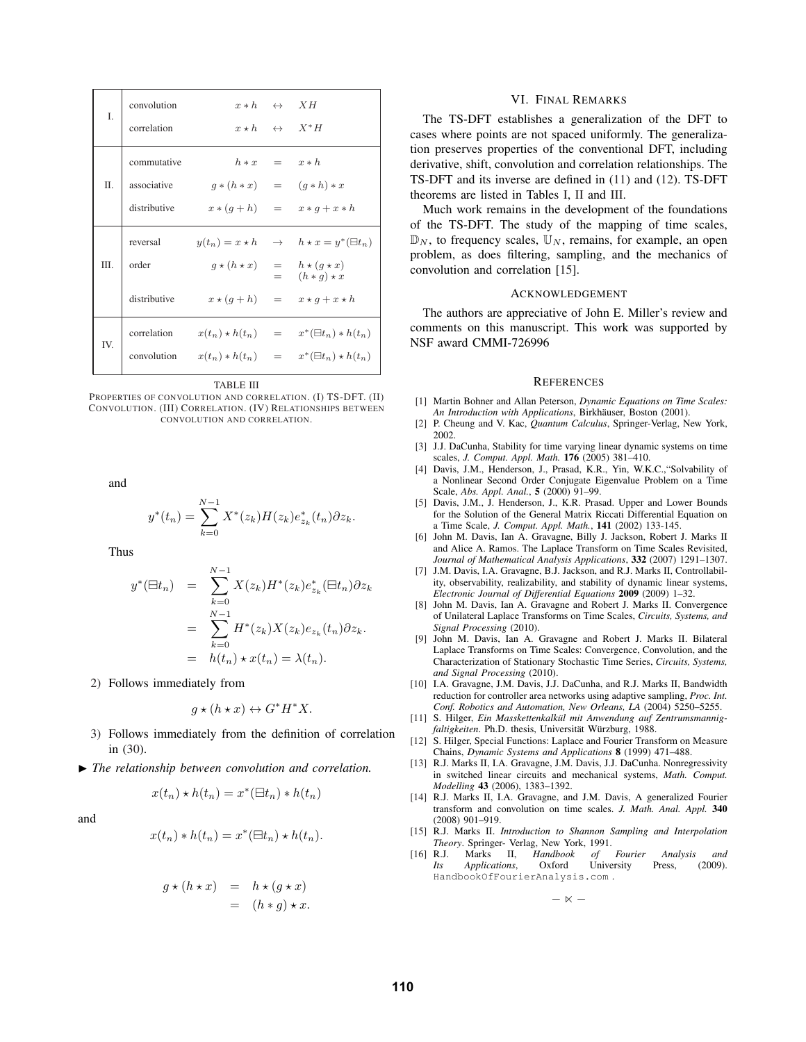| | | | | |
|---|---|---|---|---|
| I. | convolution | $x * h$ | $\leftrightarrow$ | $XH$ |
| | correlation | $x \star h$ | $\leftrightarrow$ | $X^* H$ |
| II. | commutative | $h * x$ | $=$ | $x * h$ |
| | associative | $g * (h * x)$ | $=$ | $(g * h) * x$ |
| | distributive | $x * (g + h)$ | $=$ | $x * g + x * h$ |
| III. | reversal | $y(t_n) = x \star h$ | $\rightarrow$ | $h \star x = y^*(\boxminus t_n)$ |
| | order | $g \star (h \star x)$ | $=$ | $h \star (g \star x)$ |
| | | | $=$ | $(h * g) \star x$ |
| | distributive | $x \star (g + h)$ | $=$ | $x \star g + x \star h$ |
| IV. | correlation | $x(t_n) \star h(t_n)$ | $=$ | $x^*(\boxminus t_n) * h(t_n)$ |
| | convolution | $x(t_n) * h(t_n)$ | $=$ | $x^*(\boxminus t_n) \star h(t_n)$ |

TABLE III

PROPERTIES OF CONVOLUTION AND CORRELATION. (I) TS-DFT. (II) CONVOLUTION. (III) CORRELATION. (IV) RELATIONSHIPS BETWEEN CONVOLUTION AND CORRELATION.

and

$$y^*(t_n) = \sum_{k=0}^{N-1} X^*(z_k) H(z_k) e^*_{z_k}(t_n) \partial z_k.$$

Thus

$$\begin{aligned} y^*(\boxminus t_n) &= \sum_{k=0}^{N-1} X(z_k) H^*(z_k) e^*_{z_k}(\boxminus t_n) \partial z_k \\ &= \sum_{k=0}^{N-1} H^*(z_k) X(z_k) e_{z_k}(t_n) \partial z_k. \\ &= h(t_n) \star x(t_n) = \lambda(t_n). \end{aligned}$$

2) Follows immediately from

$$g \star (h \star x) \leftrightarrow G^* H^* X.$$

3) Follows immediately from the definition of correlation in (30).

► *The relationship between convolution and correlation.*

$$x(t_n) \star h(t_n) = x^*(\boxminus t_n) * h(t_n)$$

and

$$x(t_n) * h(t_n) = x^*(\boxminus t_n) \star h(t_n).$$

$$\begin{aligned} g \star (h \star x) &= h \star (g \star x) \\ &= (h * g) \star x. \end{aligned}$$

## VI. Final Remarks

The TS-DFT establishes a generalization of the DFT to cases where points are not spaced uniformly. The generalization preserves properties of the conventional DFT, including derivative, shift, convolution and correlation relationships. The TS-DFT and its inverse are defined in (11) and (12). TS-DFT theorems are listed in Tables I, II and III.

Much work remains in the development of the foundations of the TS-DFT. The study of the mapping of time scales, $\mathbb{D}_N$, to frequency scales, $\mathbb{U}_N$, remains, for example, an open problem, as does filtering, sampling, and the mechanics of convolution and correlation [15].

## Acknowledgement

The authors are appreciative of John E. Miller's review and comments on this manuscript. This work was supported by NSF award CMMI-726996

## References

[1] Martin Bohner and Allan Peterson, *Dynamic Equations on Time Scales: An Introduction with Applications*, Birkhäuser, Boston (2001).

[2] P. Cheung and V. Kac, *Quantum Calculus*, Springer-Verlag, New York, 2002.

[3] J.J. DaCunha, Stability for time varying linear dynamic systems on time scales, *J. Comput. Appl. Math.* **176** (2005) 381–410.

[4] Davis, J.M., Henderson, J., Prasad, K.R., Yin, W.K.C.,"Solvability of a Nonlinear Second Order Conjugate Eigenvalue Problem on a Time Scale, *Abs. Appl. Anal.*, **5** (2000) 91–99.

[5] Davis, J.M., J. Henderson, J., K.R. Prasad. Upper and Lower Bounds for the Solution of the General Matrix Riccati Differential Equation on a Time Scale, *J. Comput. Appl. Math.*, **141** (2002) 133-145.

[6] John M. Davis, Ian A. Gravagne, Billy J. Jackson, Robert J. Marks II and Alice A. Ramos. The Laplace Transform on Time Scales Revisited, *Journal of Mathematical Analysis Applications*, **332** (2007) 1291–1307.

[7] J.M. Davis, I.A. Gravagne, B.J. Jackson, and R.J. Marks II, Controllability, observability, realizability, and stability of dynamic linear systems, *Electronic Journal of Differential Equations* **2009** (2009) 1–32.

[8] John M. Davis, Ian A. Gravagne and Robert J. Marks II Convergence of Unilateral Laplace Transforms on Time Scales, *Circuits, Systems, and Signal Processing* (2010).

[9] John M. Davis, Ian A. Gravagne and Robert J. Marks II. Bilateral Laplace Transforms on Time Scales: Convergence, Convolution, and the Characterization of Stationary Stochastic Time Series, *Circuits, Systems, and Signal Processing* (2010).

[10] I.A. Gravagne, J.M. Davis, J.J. DaCunha, and R.J. Marks II, Bandwidth reduction for controller area networks using adaptive sampling, *Proc. Int. Conf. Robotics and Automation, New Orleans, LA* (2004) 5250–5255.

[11] S. Hilger, *Ein Masskettenkalkül mit Anwendung auf Zentrumsmannigfaltigkeiten*. Ph.D. thesis, Universität Würzburg, 1988.

[12] S. Hilger, Special Functions: Laplace and Fourier Transform on Measure Chains, *Dynamic Systems and Applications* **8** (1999) 471–488.

[13] R.J. Marks II, I.A. Gravagne, J.M. Davis, J.J. DaCunha. Nonregressivity in switched linear circuits and mechanical systems, *Math. Comput. Modelling* **43** (2006), 1383–1392.

[14] R.J. Marks II, I.A. Gravagne, and J.M. Davis, A generalized Fourier transform and convolution on time scales. *J. Math. Anal. Appl.* **340** (2008) 901–919.

[15] R.J. Marks II. *Introduction to Shannon Sampling and Interpolation Theory*. Springer- Verlag, New York, 1991.

[16] R.J. Marks II, *Handbook of Fourier Analysis and Its Applications*, Oxford University Press, (2009). HandbookOfFourierAnalysis.com .

— ⋉ —